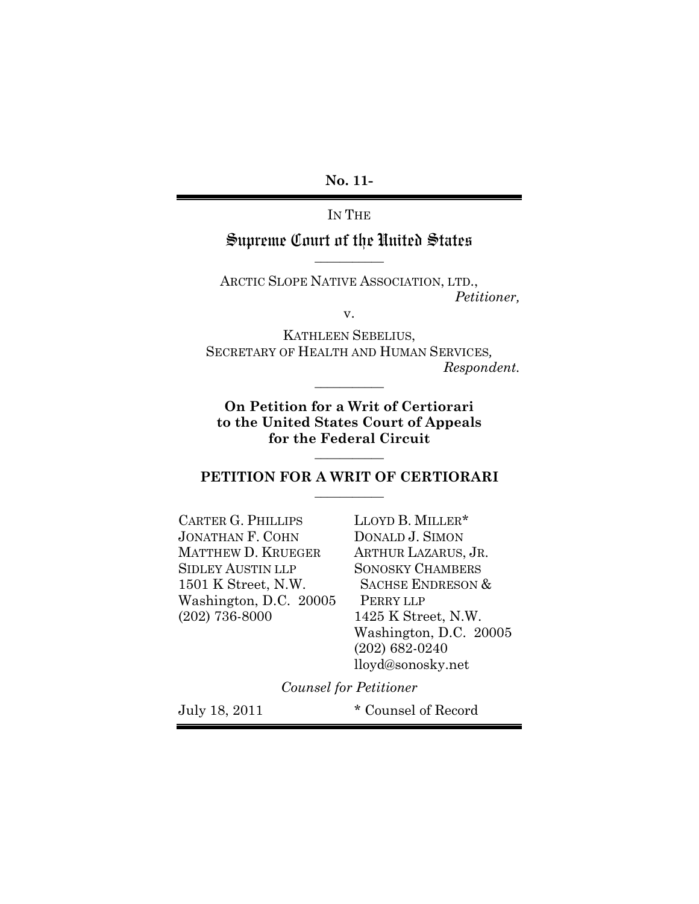**No. 11-**

---

IN THE

# Supreme Court of the United States

---

ARCTIC SLOPE NATIVE ASSOCIATION, LTD.,
*Petitioner,*

v.

KATHLEEN SEBELIUS,
SECRETARY OF HEALTH AND HUMAN SERVICES*,*
*Respondent.*

---

**On Petition for a Writ of Certiorari to the United States Court of Appeals for the Federal Circuit**

---

## PETITION FOR A WRIT OF CERTIORARI

---

CARTER G. PHILLIPS
JONATHAN F. COHN
MATTHEW D. KRUEGER
SIDLEY AUSTIN LLP
1501 K Street, N.W.
Washington, D.C. 20005
(202) 736-8000

LLOYD B. MILLER*
DONALD J. SIMON
ARTHUR LAZARUS, JR.
SONOSKY CHAMBERS SACHSE ENDRESON & PERRY LLP
1425 K Street, N.W.
Washington, D.C. 20005
(202) 682-0240
lloyd@sonosky.net

*Counsel for Petitioner*

July 18, 2011

\* Counsel of Record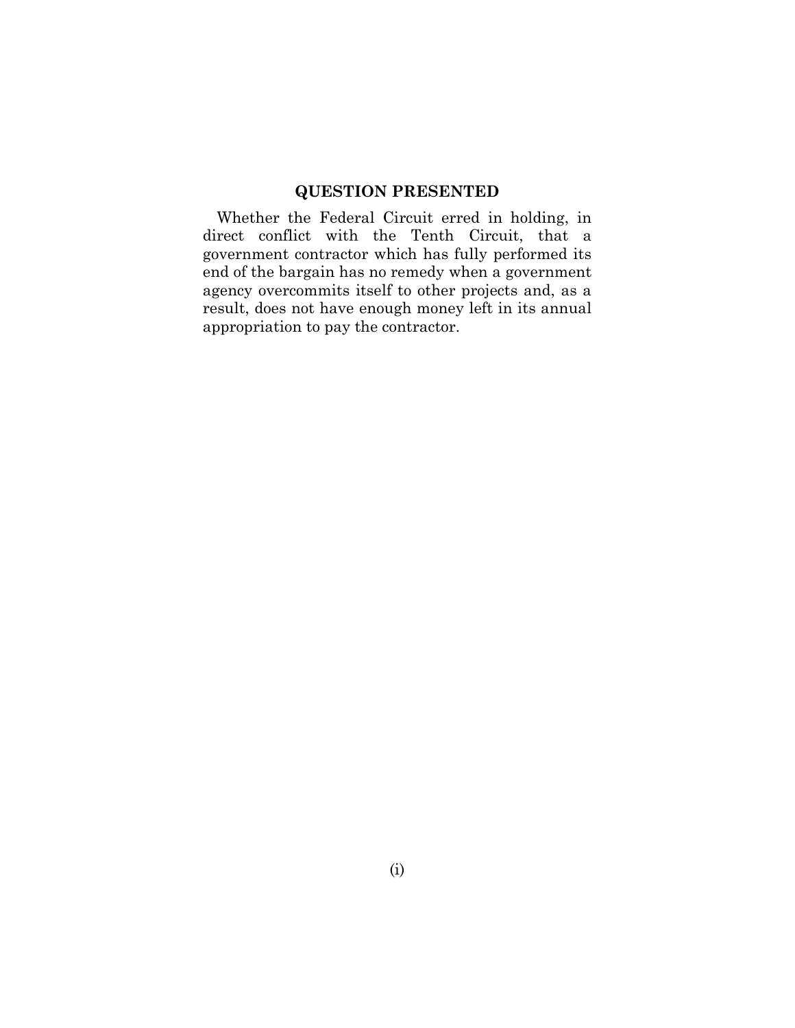## QUESTION PRESENTED

Whether the Federal Circuit erred in holding, in direct conflict with the Tenth Circuit, that a government contractor which has fully performed its end of the bargain has no remedy when a government agency overcommits itself to other projects and, as a result, does not have enough money left in its annual appropriation to pay the contractor.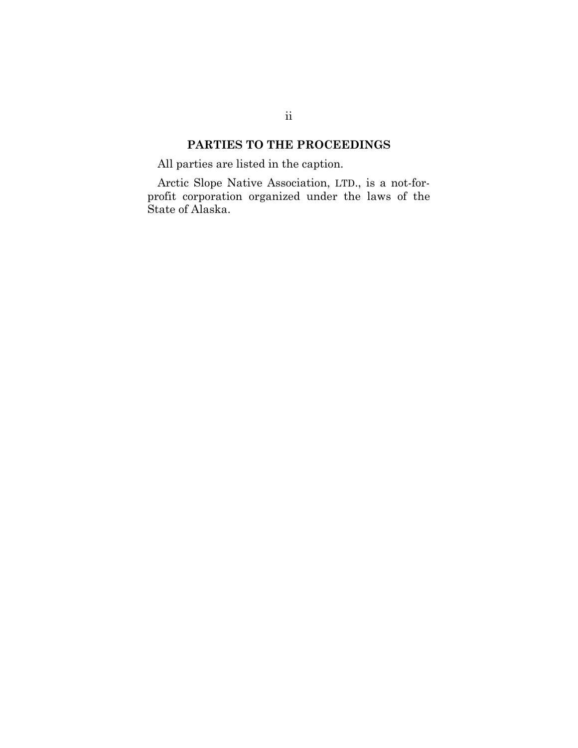## PARTIES TO THE PROCEEDINGS

All parties are listed in the caption.

Arctic Slope Native Association, LTD., is a not-for-profit corporation organized under the laws of the State of Alaska.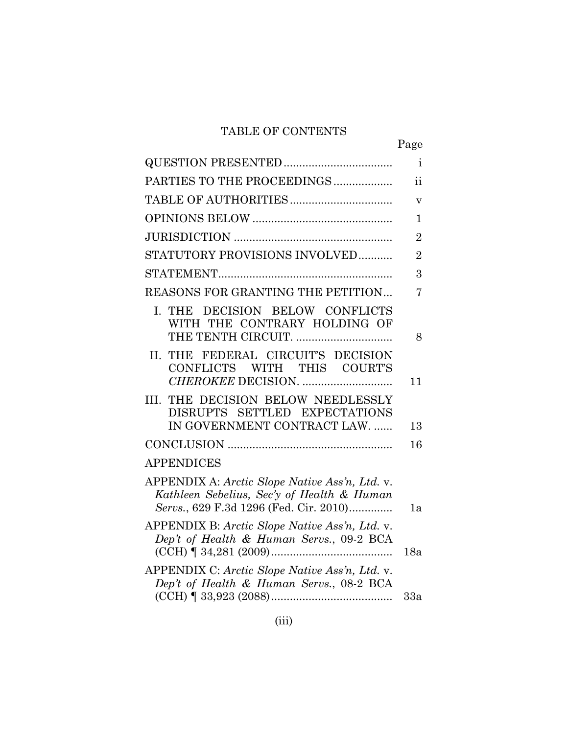# TABLE OF CONTENTS

| | Page |
|---|---|
| QUESTION PRESENTED | i |
| PARTIES TO THE PROCEEDINGS | ii |
| TABLE OF AUTHORITIES | v |
| OPINIONS BELOW | 1 |
| JURISDICTION | 2 |
| STATUTORY PROVISIONS INVOLVED | 2 |
| STATEMENT | 3 |
| REASONS FOR GRANTING THE PETITION | 7 |
| I. THE DECISION BELOW CONFLICTS WITH THE CONTRARY HOLDING OF THE TENTH CIRCUIT. | 8 |
| II. THE FEDERAL CIRCUIT'S DECISION CONFLICTS WITH THIS COURT'S *CHEROKEE* DECISION. | 11 |
| III. THE DECISION BELOW NEEDLESSLY DISRUPTS SETTLED EXPECTATIONS IN GOVERNMENT CONTRACT LAW. | 13 |
| CONCLUSION | 16 |
| APPENDICES | |
| APPENDIX A: *Arctic Slope Native Ass'n, Ltd.* v. *Kathleen Sebelius, Sec'y of Health & Human Servs.*, 629 F.3d 1296 (Fed. Cir. 2010) | 1a |
| APPENDIX B: *Arctic Slope Native Ass'n, Ltd.* v. *Dep't of Health & Human Servs.*, 09-2 BCA (CCH) ¶ 34,281 (2009) | 18a |
| APPENDIX C: *Arctic Slope Native Ass'n, Ltd.* v. *Dep't of Health & Human Servs.*, 08-2 BCA (CCH) ¶ 33,923 (2088) | 33a |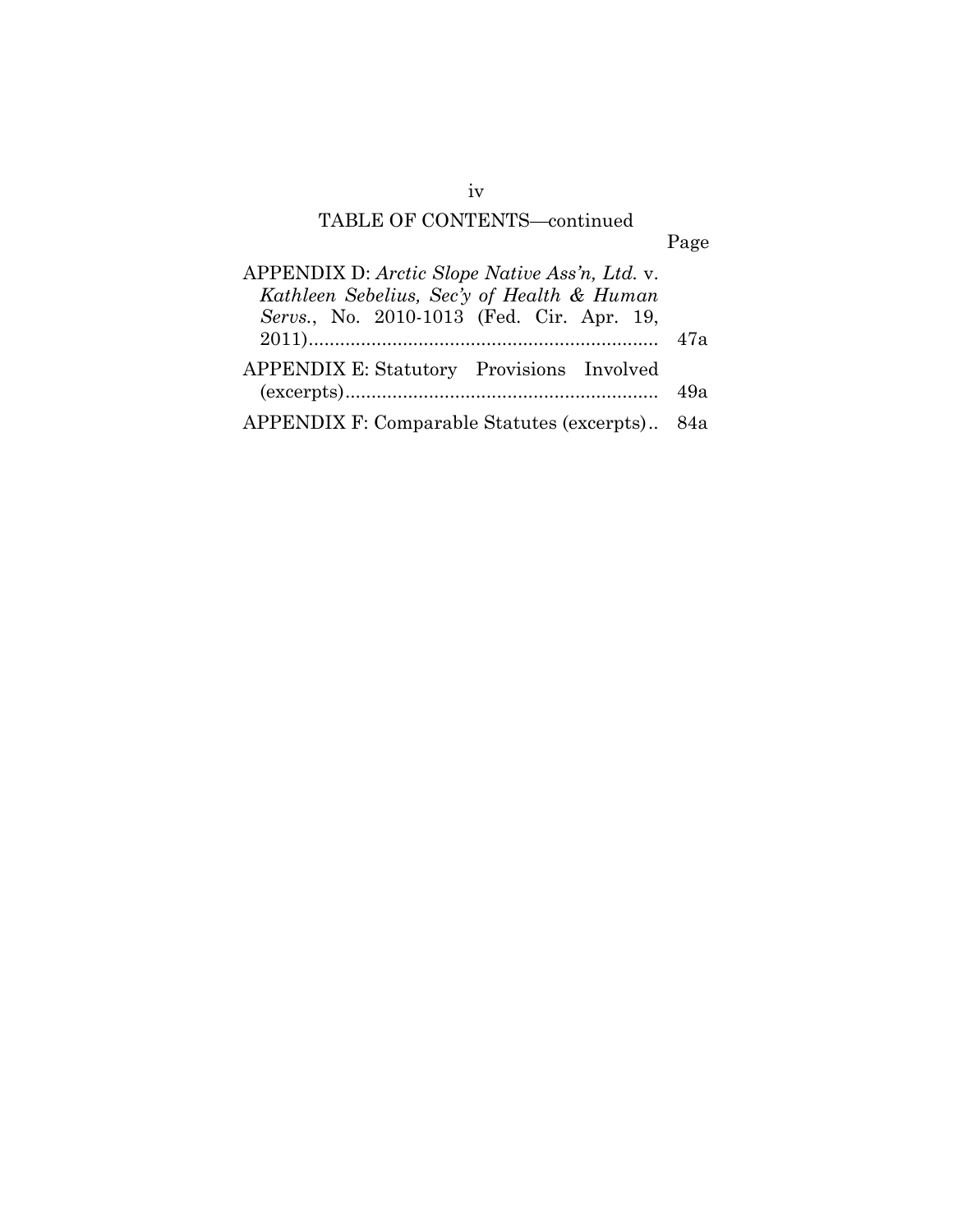TABLE OF CONTENTS—continued

| | Page |
|---|---|
| APPENDIX D: *Arctic Slope Native Ass'n, Ltd.* v. *Kathleen Sebelius, Sec'y of Health & Human Servs.*, No. 2010-1013 (Fed. Cir. Apr. 19, 2011) | 47a |
| APPENDIX E: Statutory Provisions Involved (excerpts) | 49a |
| APPENDIX F: Comparable Statutes (excerpts) | 84a |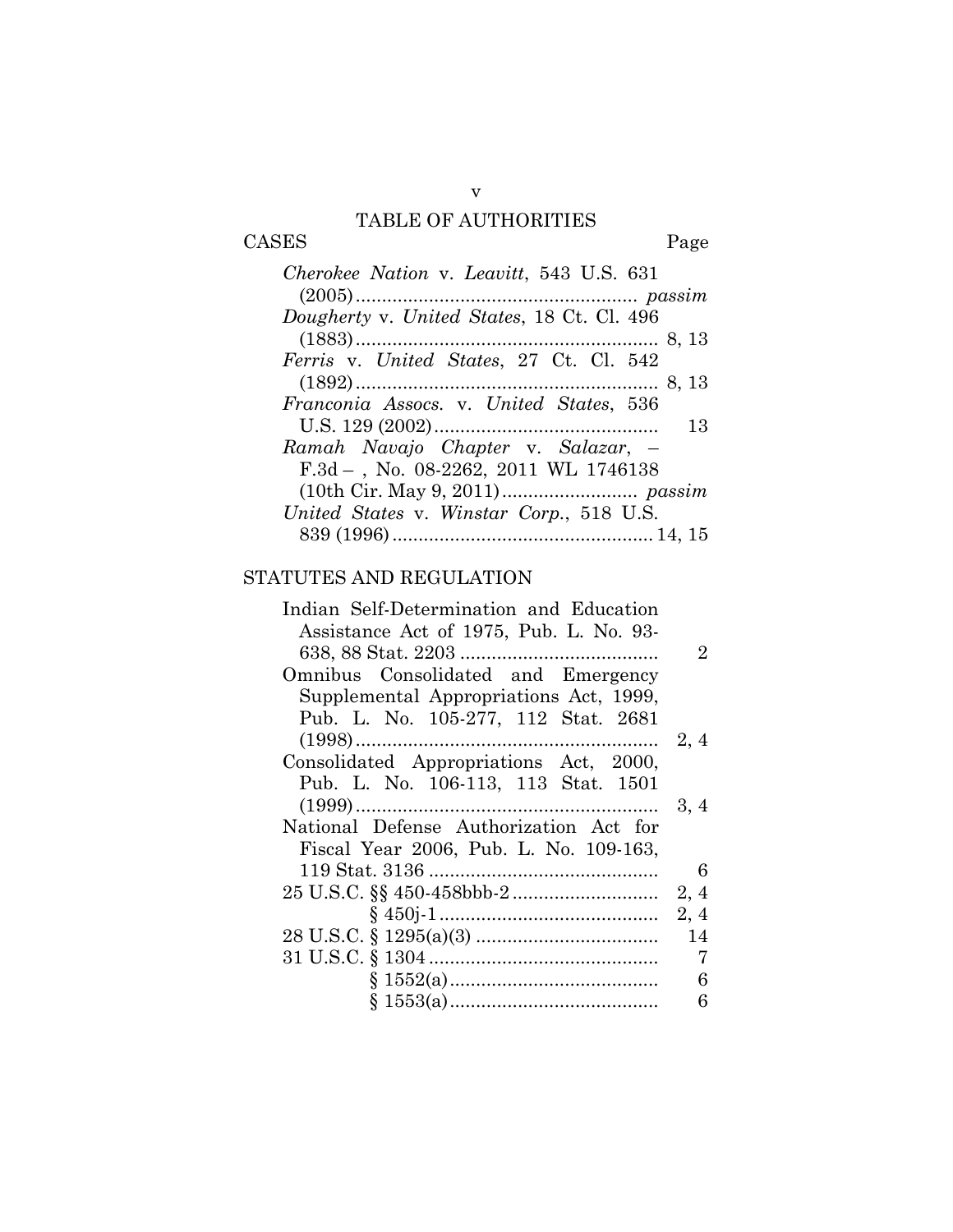## TABLE OF AUTHORITIES

### CASES

| | Page |
|---|---|
| *Cherokee Nation* v. *Leavitt*, 543 U.S. 631 (2005) | *passim* |
| *Dougherty* v. *United States*, 18 Ct. Cl. 496 (1883) | 8, 13 |
| *Ferris* v. *United States*, 27 Ct. Cl. 542 (1892) | 8, 13 |
| *Franconia Assocs.* v. *United States*, 536 U.S. 129 (2002) | 13 |
| *Ramah Navajo Chapter* v. *Salazar*, – F.3d – , No. 08-2262, 2011 WL 1746138 (10th Cir. May 9, 2011) | *passim* |
| *United States* v. *Winstar Corp.*, 518 U.S. 839 (1996) | 14, 15 |

### STATUTES AND REGULATION

| | |
|---|---|
| Indian Self-Determination and Education Assistance Act of 1975, Pub. L. No. 93-638, 88 Stat. 2203 | 2 |
| Omnibus Consolidated and Emergency Supplemental Appropriations Act, 1999, Pub. L. No. 105-277, 112 Stat. 2681 (1998) | 2, 4 |
| Consolidated Appropriations Act, 2000, Pub. L. No. 106-113, 113 Stat. 1501 (1999) | 3, 4 |
| National Defense Authorization Act for Fiscal Year 2006, Pub. L. No. 109-163, 119 Stat. 3136 | 6 |
| 25 U.S.C. §§ 450-458bbb-2 | 2, 4 |
| § 450j-1 | 2, 4 |
| 28 U.S.C. § 1295(a)(3) | 14 |
| 31 U.S.C. § 1304 | 7 |
| § 1552(a) | 6 |
| § 1553(a) | 6 |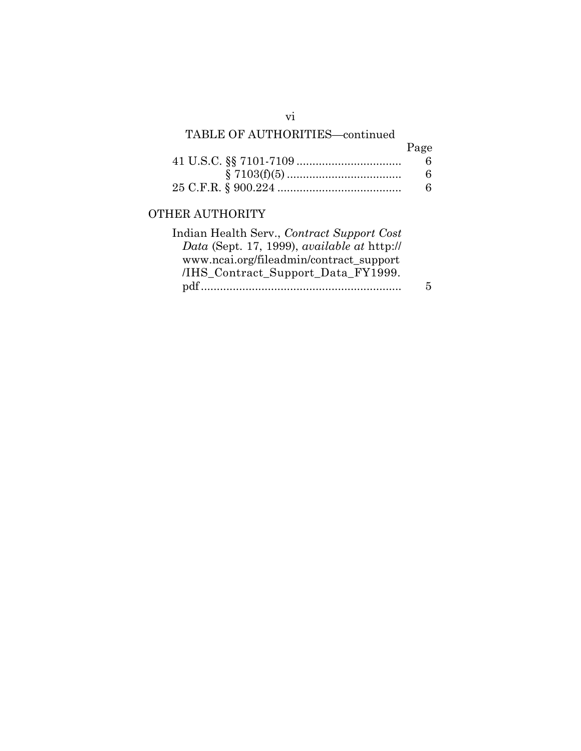TABLE OF AUTHORITIES—continued

| | Page |
|---|---|
| 41 U.S.C. §§ 7101-7109 | 6 |
| § 7103(f)(5) | 6 |
| 25 C.F.R. § 900.224 | 6 |

## OTHER AUTHORITY

| | |
|---|---|
| Indian Health Serv., *Contract Support Cost Data* (Sept. 17, 1999), *available at* http://www.ncai.org/fileadmin/contract_support/IHS_Contract_Support_Data_FY1999.pdf | 5 |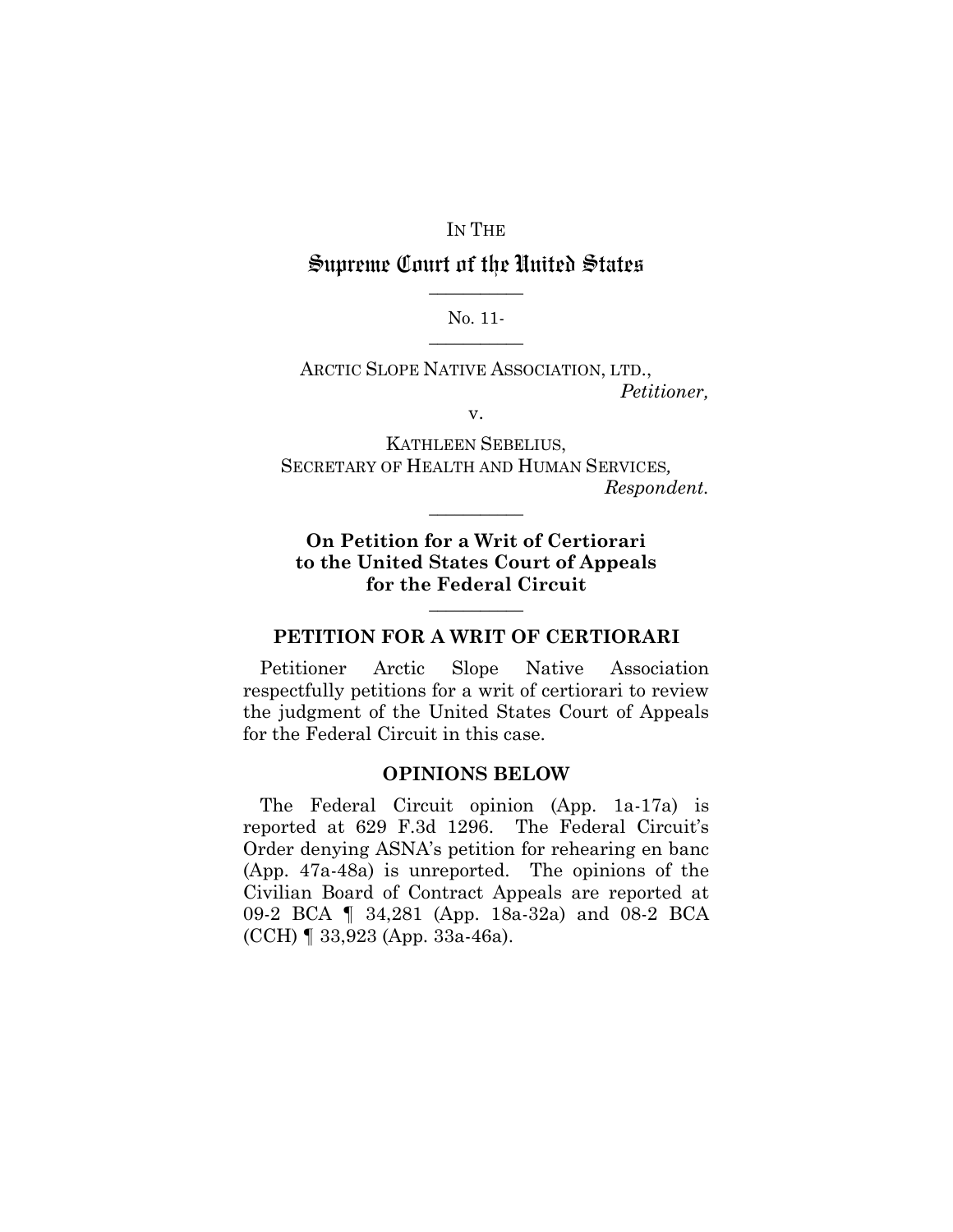IN THE

# Supreme Court of the United States

No. 11-

ARCTIC SLOPE NATIVE ASSOCIATION, LTD.,
*Petitioner,*

v.

KATHLEEN SEBELIUS,
SECRETARY OF HEALTH AND HUMAN SERVICES,
*Respondent.*

**On Petition for a Writ of Certiorari to the United States Court of Appeals for the Federal Circuit**

## PETITION FOR A WRIT OF CERTIORARI

Petitioner Arctic Slope Native Association respectfully petitions for a writ of certiorari to review the judgment of the United States Court of Appeals for the Federal Circuit in this case.

## OPINIONS BELOW

The Federal Circuit opinion (App. 1a-17a) is reported at 629 F.3d 1296. The Federal Circuit's Order denying ASNA's petition for rehearing en banc (App. 47a-48a) is unreported. The opinions of the Civilian Board of Contract Appeals are reported at 09-2 BCA ¶ 34,281 (App. 18a-32a) and 08-2 BCA (CCH) ¶ 33,923 (App. 33a-46a).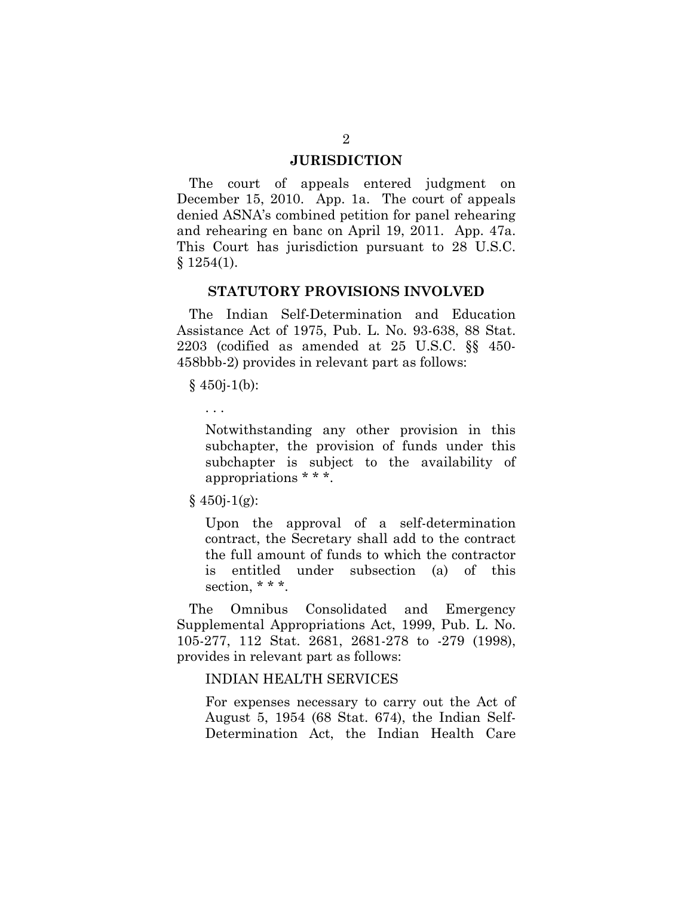## JURISDICTION

The court of appeals entered judgment on December 15, 2010. App. 1a. The court of appeals denied ASNA's combined petition for panel rehearing and rehearing en banc on April 19, 2011. App. 47a. This Court has jurisdiction pursuant to 28 U.S.C. § 1254(1).

## STATUTORY PROVISIONS INVOLVED

The Indian Self-Determination and Education Assistance Act of 1975, Pub. L. No. 93-638, 88 Stat. 2203 (codified as amended at 25 U.S.C. §§ 450-458bbb-2) provides in relevant part as follows:

§ 450j-1(b):

> . . .
>
> Notwithstanding any other provision in this subchapter, the provision of funds under this subchapter is subject to the availability of appropriations * * *.

§ 450j-1(g):

> Upon the approval of a self-determination contract, the Secretary shall add to the contract the full amount of funds to which the contractor is entitled under subsection (a) of this section, * * *.

The Omnibus Consolidated and Emergency Supplemental Appropriations Act, 1999, Pub. L. No. 105-277, 112 Stat. 2681, 2681-278 to -279 (1998), provides in relevant part as follows:

> INDIAN HEALTH SERVICES
>
> For expenses necessary to carry out the Act of August 5, 1954 (68 Stat. 674), the Indian Self-Determination Act, the Indian Health Care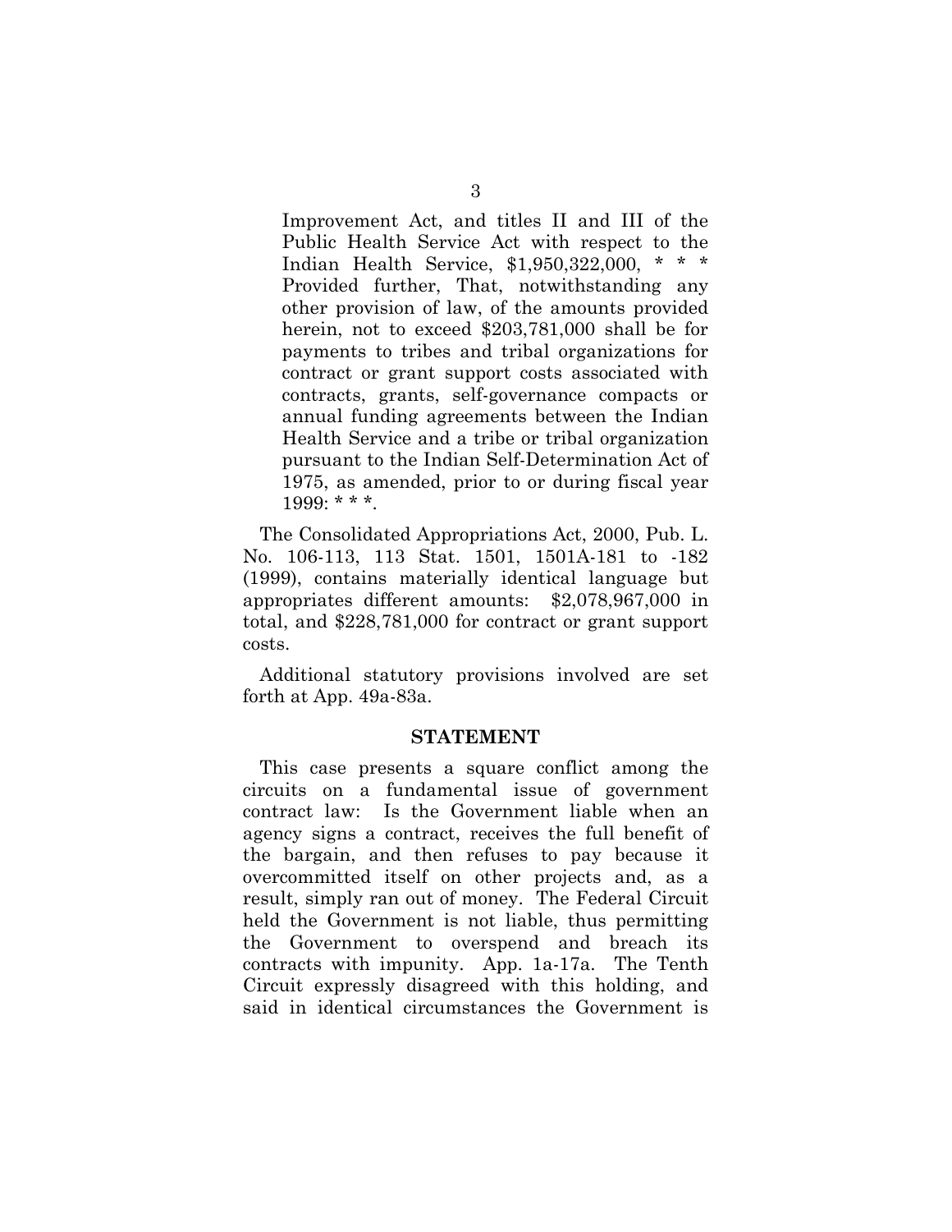> Improvement Act, and titles II and III of the Public Health Service Act with respect to the Indian Health Service, $1,950,322,000, * * * Provided further, That, notwithstanding any other provision of law, of the amounts provided herein, not to exceed $203,781,000 shall be for payments to tribes and tribal organizations for contract or grant support costs associated with contracts, grants, self-governance compacts or annual funding agreements between the Indian Health Service and a tribe or tribal organization pursuant to the Indian Self-Determination Act of 1975, as amended, prior to or during fiscal year 1999: * * *.

The Consolidated Appropriations Act, 2000, Pub. L. No. 106-113, 113 Stat. 1501, 1501A-181 to -182 (1999), contains materially identical language but appropriates different amounts: $2,078,967,000 in total, and $228,781,000 for contract or grant support costs.

Additional statutory provisions involved are set forth at App. 49a-83a.

## STATEMENT

This case presents a square conflict among the circuits on a fundamental issue of government contract law: Is the Government liable when an agency signs a contract, receives the full benefit of the bargain, and then refuses to pay because it overcommitted itself on other projects and, as a result, simply ran out of money. The Federal Circuit held the Government is not liable, thus permitting the Government to overspend and breach its contracts with impunity. App. 1a-17a. The Tenth Circuit expressly disagreed with this holding, and said in identical circumstances the Government is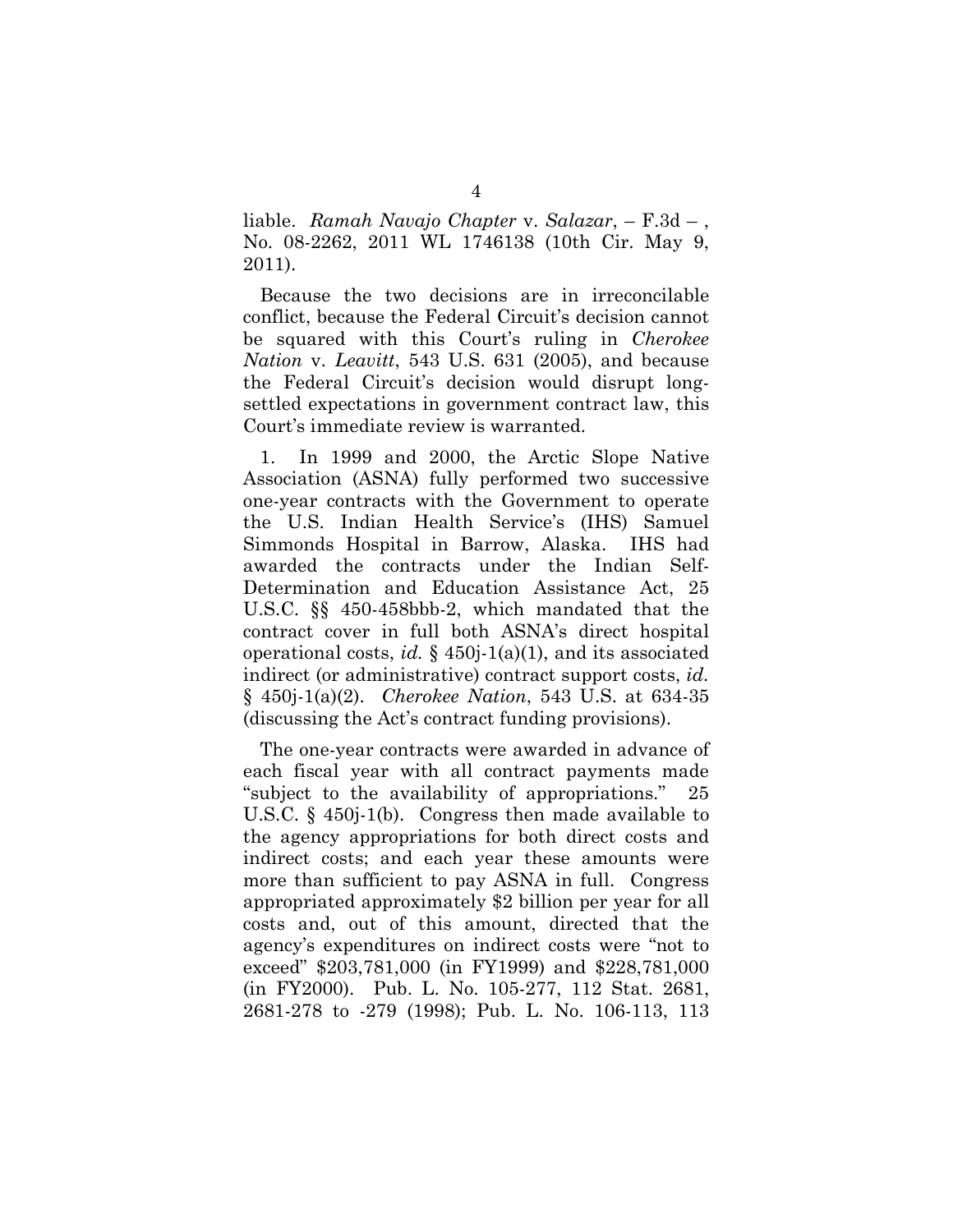liable. *Ramah Navajo Chapter* v. *Salazar*, – F.3d – , No. 08-2262, 2011 WL 1746138 (10th Cir. May 9, 2011).

Because the two decisions are in irreconcilable conflict, because the Federal Circuit's decision cannot be squared with this Court's ruling in *Cherokee Nation* v. *Leavitt*, 543 U.S. 631 (2005), and because the Federal Circuit's decision would disrupt long-settled expectations in government contract law, this Court's immediate review is warranted.

1. In 1999 and 2000, the Arctic Slope Native Association (ASNA) fully performed two successive one-year contracts with the Government to operate the U.S. Indian Health Service's (IHS) Samuel Simmonds Hospital in Barrow, Alaska. IHS had awarded the contracts under the Indian Self-Determination and Education Assistance Act, 25 U.S.C. §§ 450-458bbb-2, which mandated that the contract cover in full both ASNA's direct hospital operational costs, *id.* § 450j-1(a)(1), and its associated indirect (or administrative) contract support costs, *id.* § 450j-1(a)(2). *Cherokee Nation*, 543 U.S. at 634-35 (discussing the Act's contract funding provisions).

The one-year contracts were awarded in advance of each fiscal year with all contract payments made "subject to the availability of appropriations." 25 U.S.C. § 450j-1(b). Congress then made available to the agency appropriations for both direct costs and indirect costs; and each year these amounts were more than sufficient to pay ASNA in full. Congress appropriated approximately $2 billion per year for all costs and, out of this amount, directed that the agency's expenditures on indirect costs were "not to exceed" $203,781,000 (in FY1999) and $228,781,000 (in FY2000). Pub. L. No. 105-277, 112 Stat. 2681, 2681-278 to -279 (1998); Pub. L. No. 106-113, 113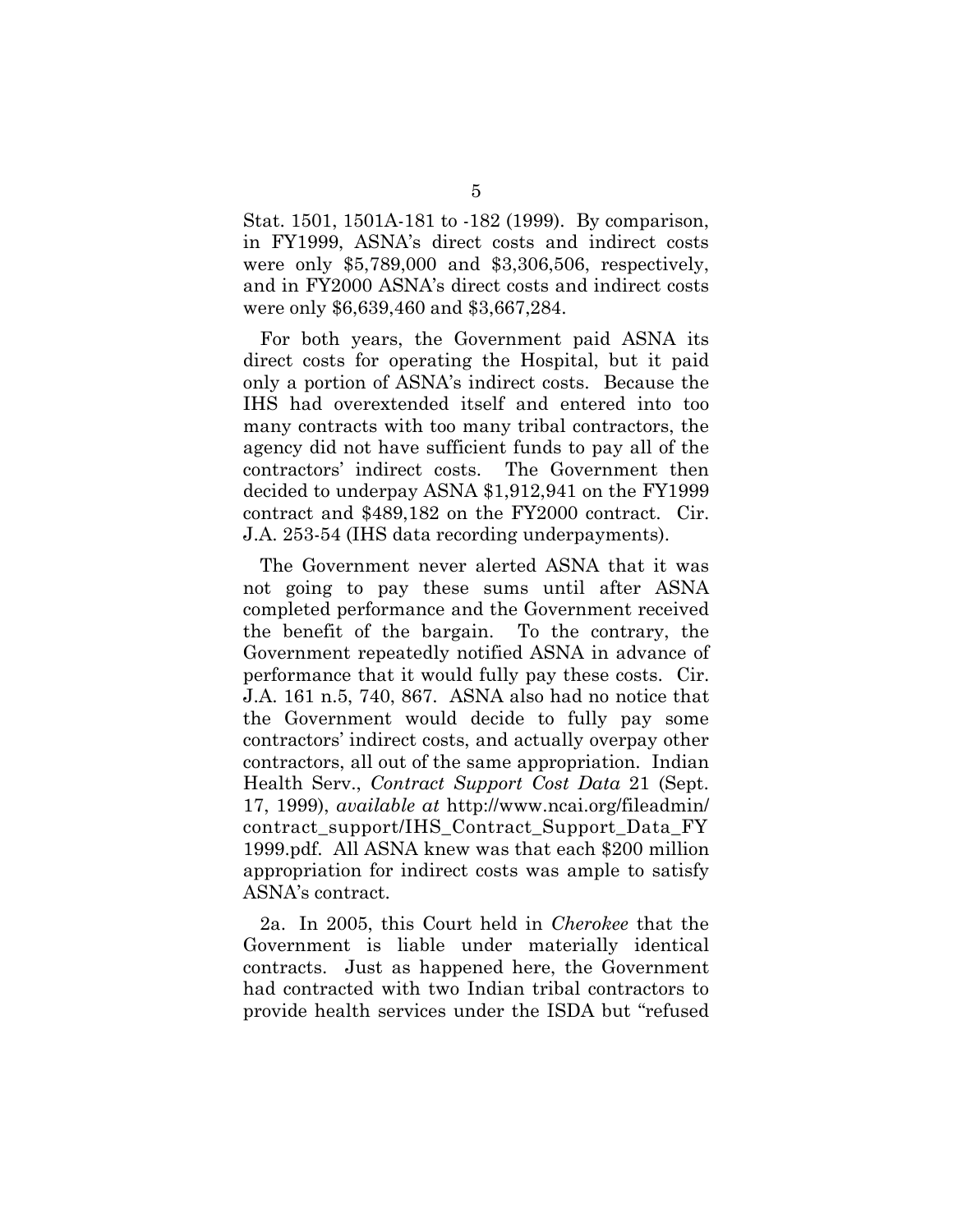Stat. 1501, 1501A-181 to -182 (1999). By comparison, in FY1999, ASNA's direct costs and indirect costs were only $5,789,000 and $3,306,506, respectively, and in FY2000 ASNA's direct costs and indirect costs were only $6,639,460 and $3,667,284.

For both years, the Government paid ASNA its direct costs for operating the Hospital, but it paid only a portion of ASNA's indirect costs. Because the IHS had overextended itself and entered into too many contracts with too many tribal contractors, the agency did not have sufficient funds to pay all of the contractors' indirect costs. The Government then decided to underpay ASNA $1,912,941 on the FY1999 contract and $489,182 on the FY2000 contract. Cir. J.A. 253-54 (IHS data recording underpayments).

The Government never alerted ASNA that it was not going to pay these sums until after ASNA completed performance and the Government received the benefit of the bargain. To the contrary, the Government repeatedly notified ASNA in advance of performance that it would fully pay these costs. Cir. J.A. 161 n.5, 740, 867. ASNA also had no notice that the Government would decide to fully pay some contractors' indirect costs, and actually overpay other contractors, all out of the same appropriation. Indian Health Serv., *Contract Support Cost Data* 21 (Sept. 17, 1999), *available at* http://www.ncai.org/fileadmin/contract_support/IHS_Contract_Support_Data_FY1999.pdf. All ASNA knew was that each $200 million appropriation for indirect costs was ample to satisfy ASNA's contract.

2a. In 2005, this Court held in *Cherokee* that the Government is liable under materially identical contracts. Just as happened here, the Government had contracted with two Indian tribal contractors to provide health services under the ISDA but "refused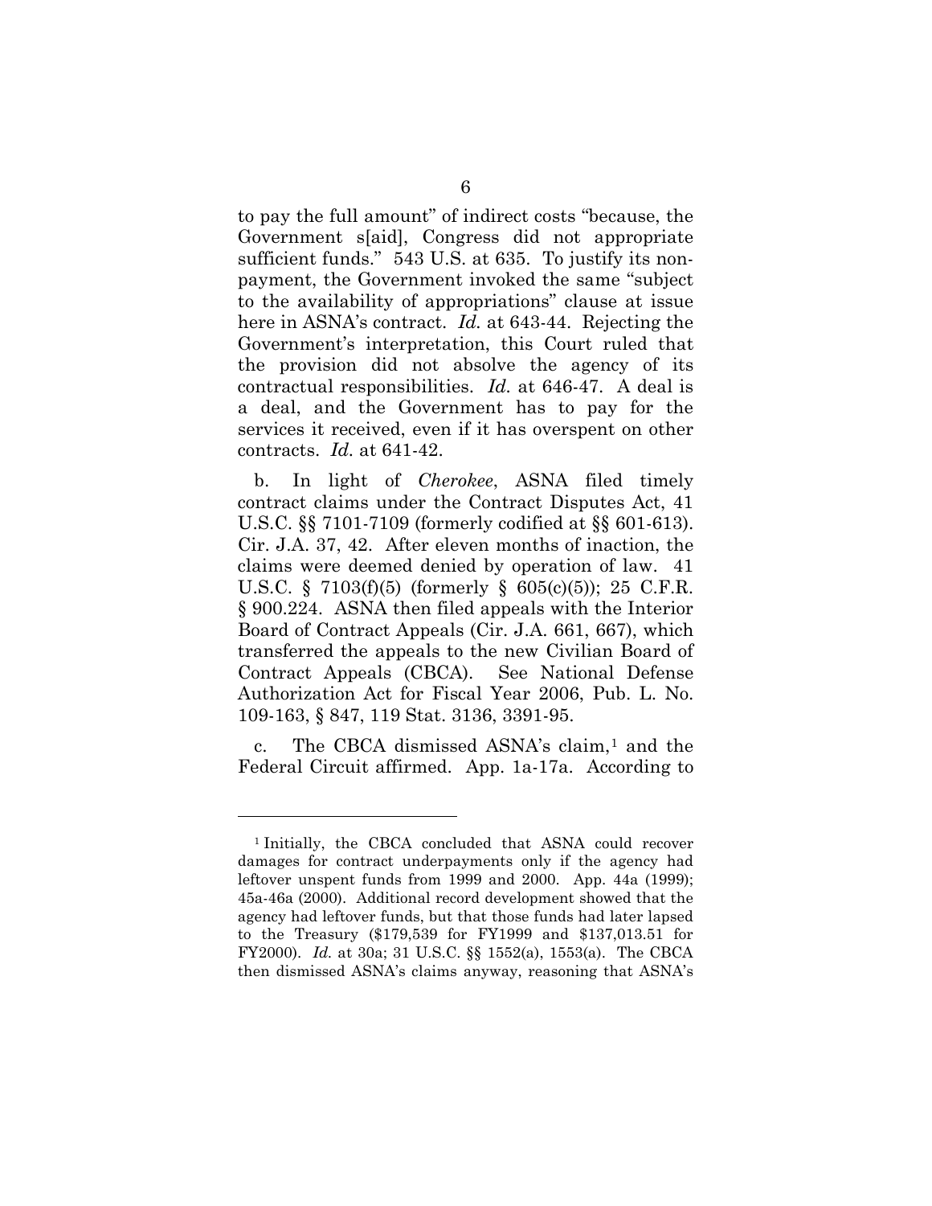to pay the full amount" of indirect costs "because, the Government s[aid], Congress did not appropriate sufficient funds." 543 U.S. at 635. To justify its non-payment, the Government invoked the same "subject to the availability of appropriations" clause at issue here in ASNA's contract. *Id.* at 643-44. Rejecting the Government's interpretation, this Court ruled that the provision did not absolve the agency of its contractual responsibilities. *Id.* at 646-47. A deal is a deal, and the Government has to pay for the services it received, even if it has overspent on other contracts. *Id.* at 641-42.

b. In light of *Cherokee*, ASNA filed timely contract claims under the Contract Disputes Act, 41 U.S.C. §§ 7101-7109 (formerly codified at §§ 601-613). Cir. J.A. 37, 42. After eleven months of inaction, the claims were deemed denied by operation of law. 41 U.S.C. § 7103(f)(5) (formerly § 605(c)(5)); 25 C.F.R. § 900.224. ASNA then filed appeals with the Interior Board of Contract Appeals (Cir. J.A. 661, 667), which transferred the appeals to the new Civilian Board of Contract Appeals (CBCA). See National Defense Authorization Act for Fiscal Year 2006, Pub. L. No. 109-163, § 847, 119 Stat. 3136, 3391-95.

c. The CBCA dismissed ASNA's claim,[1] and the Federal Circuit affirmed. App. 1a-17a. According to

---

[1] Initially, the CBCA concluded that ASNA could recover damages for contract underpayments only if the agency had leftover unspent funds from 1999 and 2000. App. 44a (1999); 45a-46a (2000). Additional record development showed that the agency had leftover funds, but that those funds had later lapsed to the Treasury ($179,539 for FY1999 and $137,013.51 for FY2000). *Id.* at 30a; 31 U.S.C. §§ 1552(a), 1553(a). The CBCA then dismissed ASNA's claims anyway, reasoning that ASNA's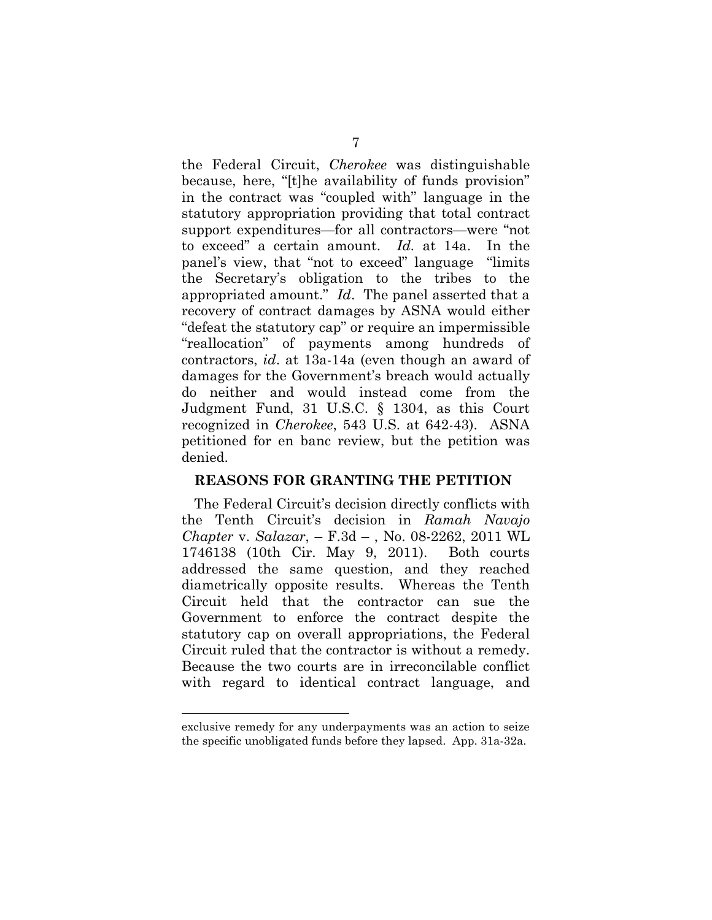the Federal Circuit, *Cherokee* was distinguishable because, here, "[t]he availability of funds provision" in the contract was "coupled with" language in the statutory appropriation providing that total contract support expenditures—for all contractors—were "not to exceed" a certain amount. *Id.* at 14a. In the panel's view, that "not to exceed" language "limits the Secretary's obligation to the tribes to the appropriated amount." *Id*. The panel asserted that a recovery of contract damages by ASNA would either "defeat the statutory cap" or require an impermissible "reallocation" of payments among hundreds of contractors, *id*. at 13a-14a (even though an award of damages for the Government's breach would actually do neither and would instead come from the Judgment Fund, 31 U.S.C. § 1304, as this Court recognized in *Cherokee*, 543 U.S. at 642-43). ASNA petitioned for en banc review, but the petition was denied.

## REASONS FOR GRANTING THE PETITION

The Federal Circuit's decision directly conflicts with the Tenth Circuit's decision in *Ramah Navajo Chapter* v. *Salazar*, – F.3d – , No. 08-2262, 2011 WL 1746138 (10th Cir. May 9, 2011). Both courts addressed the same question, and they reached diametrically opposite results. Whereas the Tenth Circuit held that the contractor can sue the Government to enforce the contract despite the statutory cap on overall appropriations, the Federal Circuit ruled that the contractor is without a remedy. Because the two courts are in irreconcilable conflict with regard to identical contract language, and

---

exclusive remedy for any underpayments was an action to seize the specific unobligated funds before they lapsed. App. 31a-32a.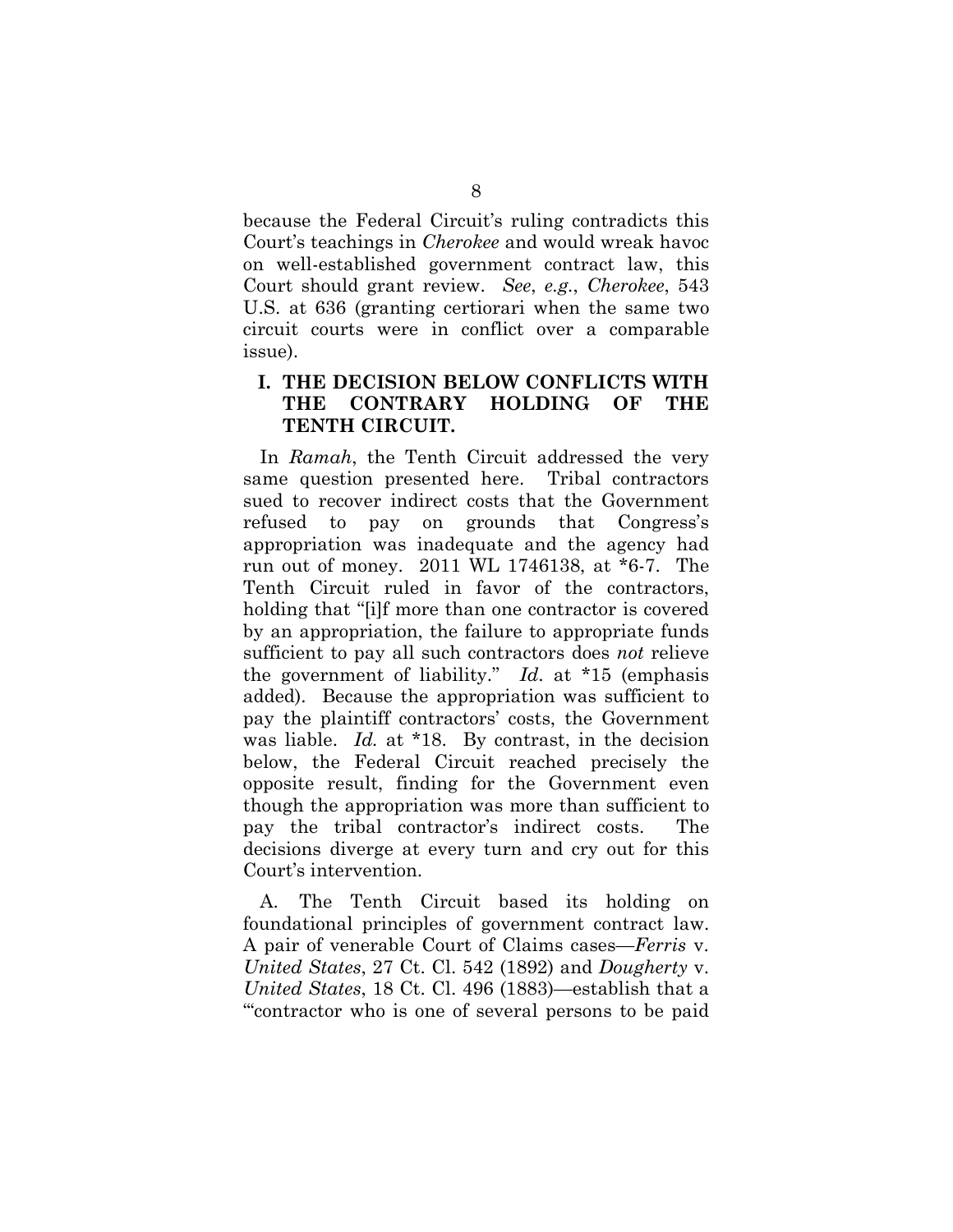because the Federal Circuit's ruling contradicts this Court's teachings in *Cherokee* and would wreak havoc on well-established government contract law, this Court should grant review. *See*, *e.g.*, *Cherokee*, 543 U.S. at 636 (granting certiorari when the same two circuit courts were in conflict over a comparable issue).

## I. THE DECISION BELOW CONFLICTS WITH THE CONTRARY HOLDING OF THE TENTH CIRCUIT.

In *Ramah*, the Tenth Circuit addressed the very same question presented here. Tribal contractors sued to recover indirect costs that the Government refused to pay on grounds that Congress's appropriation was inadequate and the agency had run out of money. 2011 WL 1746138, at *6-7. The Tenth Circuit ruled in favor of the contractors, holding that "[i]f more than one contractor is covered by an appropriation, the failure to appropriate funds sufficient to pay all such contractors does *not* relieve the government of liability." *Id*. at *15 (emphasis added). Because the appropriation was sufficient to pay the plaintiff contractors' costs, the Government was liable. *Id.* at *18. By contrast, in the decision below, the Federal Circuit reached precisely the opposite result, finding for the Government even though the appropriation was more than sufficient to pay the tribal contractor's indirect costs. The decisions diverge at every turn and cry out for this Court's intervention.

A. The Tenth Circuit based its holding on foundational principles of government contract law. A pair of venerable Court of Claims cases—*Ferris* v. *United States*, 27 Ct. Cl. 542 (1892) and *Dougherty* v. *United States*, 18 Ct. Cl. 496 (1883)—establish that a "'contractor who is one of several persons to be paid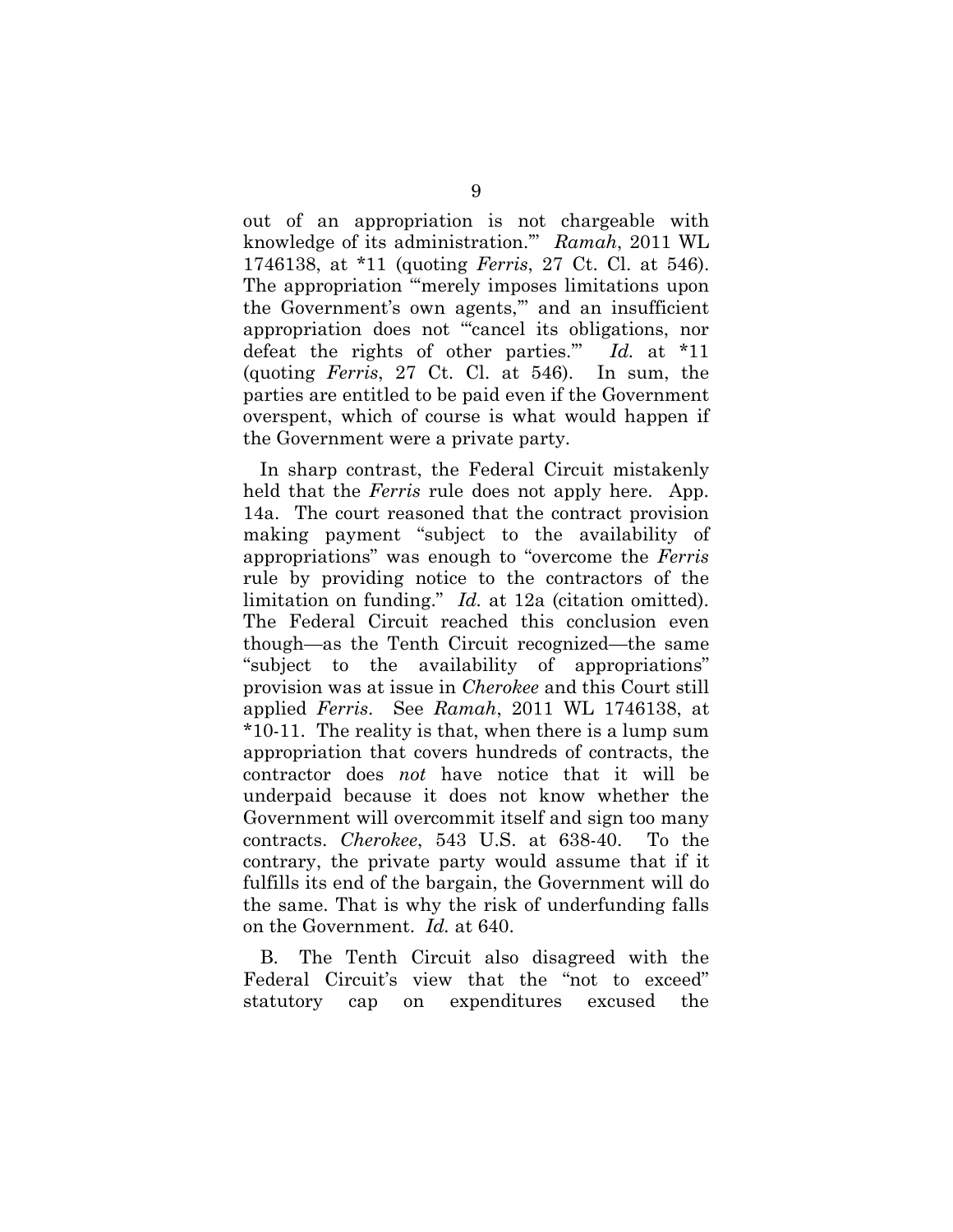out of an appropriation is not chargeable with knowledge of its administration.'" *Ramah*, 2011 WL 1746138, at *11 (quoting *Ferris*, 27 Ct. Cl. at 546). The appropriation "'merely imposes limitations upon the Government's own agents,'" and an insufficient appropriation does not "'cancel its obligations, nor defeat the rights of other parties.'" *Id.* at *11 (quoting *Ferris*, 27 Ct. Cl. at 546). In sum, the parties are entitled to be paid even if the Government overspent, which of course is what would happen if the Government were a private party.

In sharp contrast, the Federal Circuit mistakenly held that the *Ferris* rule does not apply here. App. 14a. The court reasoned that the contract provision making payment "subject to the availability of appropriations" was enough to "overcome the *Ferris* rule by providing notice to the contractors of the limitation on funding." *Id.* at 12a (citation omitted). The Federal Circuit reached this conclusion even though—as the Tenth Circuit recognized—the same "subject to the availability of appropriations" provision was at issue in *Cherokee* and this Court still applied *Ferris*. See *Ramah*, 2011 WL 1746138, at *10-11. The reality is that, when there is a lump sum appropriation that covers hundreds of contracts, the contractor does *not* have notice that it will be underpaid because it does not know whether the Government will overcommit itself and sign too many contracts. *Cherokee*, 543 U.S. at 638-40. To the contrary, the private party would assume that if it fulfills its end of the bargain, the Government will do the same. That is why the risk of underfunding falls on the Government. *Id.* at 640.

B. The Tenth Circuit also disagreed with the Federal Circuit's view that the "not to exceed" statutory cap on expenditures excused the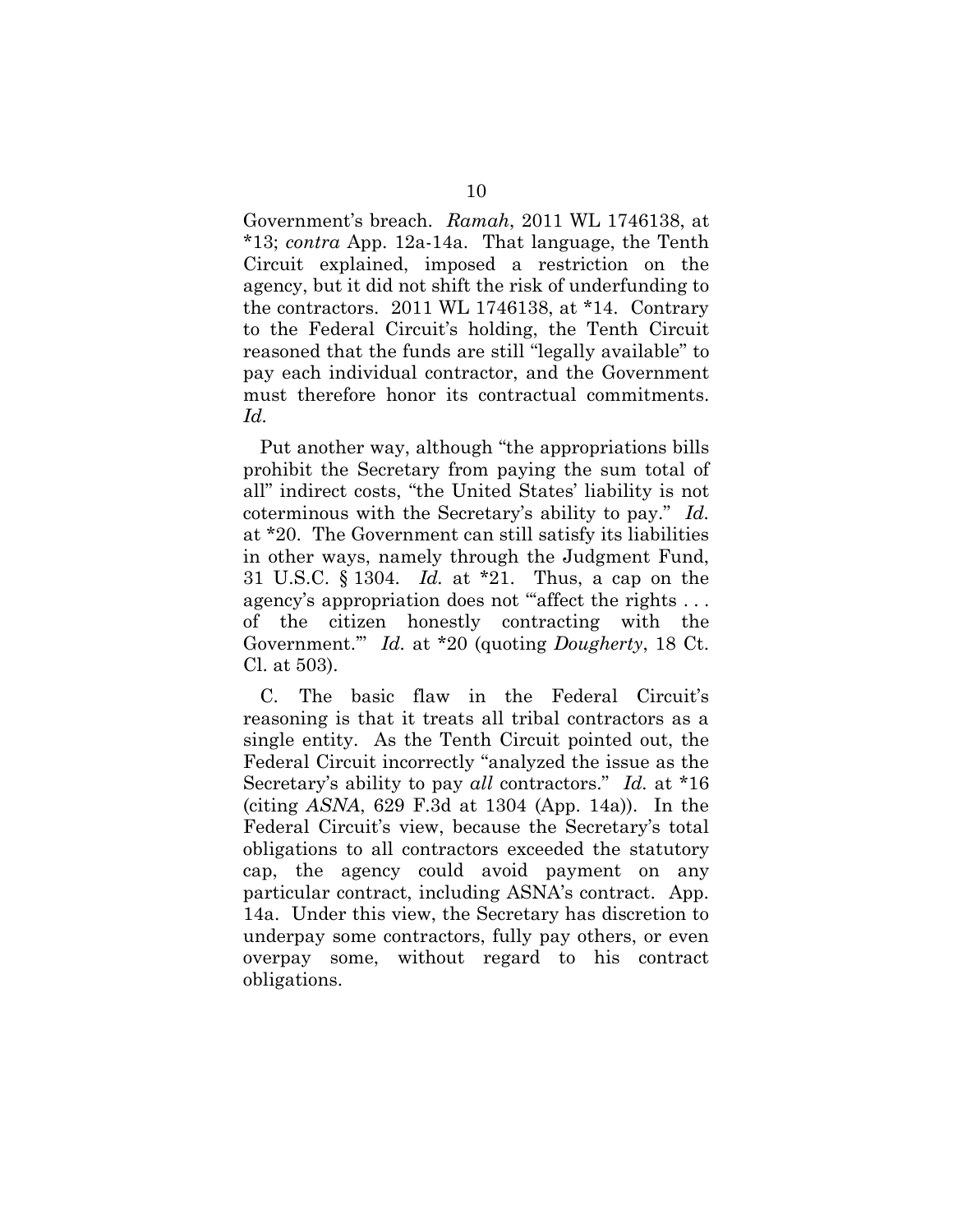Government's breach. *Ramah*, 2011 WL 1746138, at *13; *contra* App. 12a-14a. That language, the Tenth Circuit explained, imposed a restriction on the agency, but it did not shift the risk of underfunding to the contractors. 2011 WL 1746138, at *14. Contrary to the Federal Circuit's holding, the Tenth Circuit reasoned that the funds are still "legally available" to pay each individual contractor, and the Government must therefore honor its contractual commitments. *Id.*

Put another way, although "the appropriations bills prohibit the Secretary from paying the sum total of all" indirect costs, "the United States' liability is not coterminous with the Secretary's ability to pay." *Id.* at *20. The Government can still satisfy its liabilities in other ways, namely through the Judgment Fund, 31 U.S.C. § 1304. *Id.* at *21. Thus, a cap on the agency's appropriation does not "'affect the rights . . . of the citizen honestly contracting with the Government.'" *Id.* at *20 (quoting *Dougherty*, 18 Ct. Cl. at 503).

C. The basic flaw in the Federal Circuit's reasoning is that it treats all tribal contractors as a single entity. As the Tenth Circuit pointed out, the Federal Circuit incorrectly "analyzed the issue as the Secretary's ability to pay *all* contractors." *Id.* at *16 (citing *ASNA*, 629 F.3d at 1304 (App. 14a)). In the Federal Circuit's view, because the Secretary's total obligations to all contractors exceeded the statutory cap, the agency could avoid payment on any particular contract, including ASNA's contract. App. 14a. Under this view, the Secretary has discretion to underpay some contractors, fully pay others, or even overpay some, without regard to his contract obligations.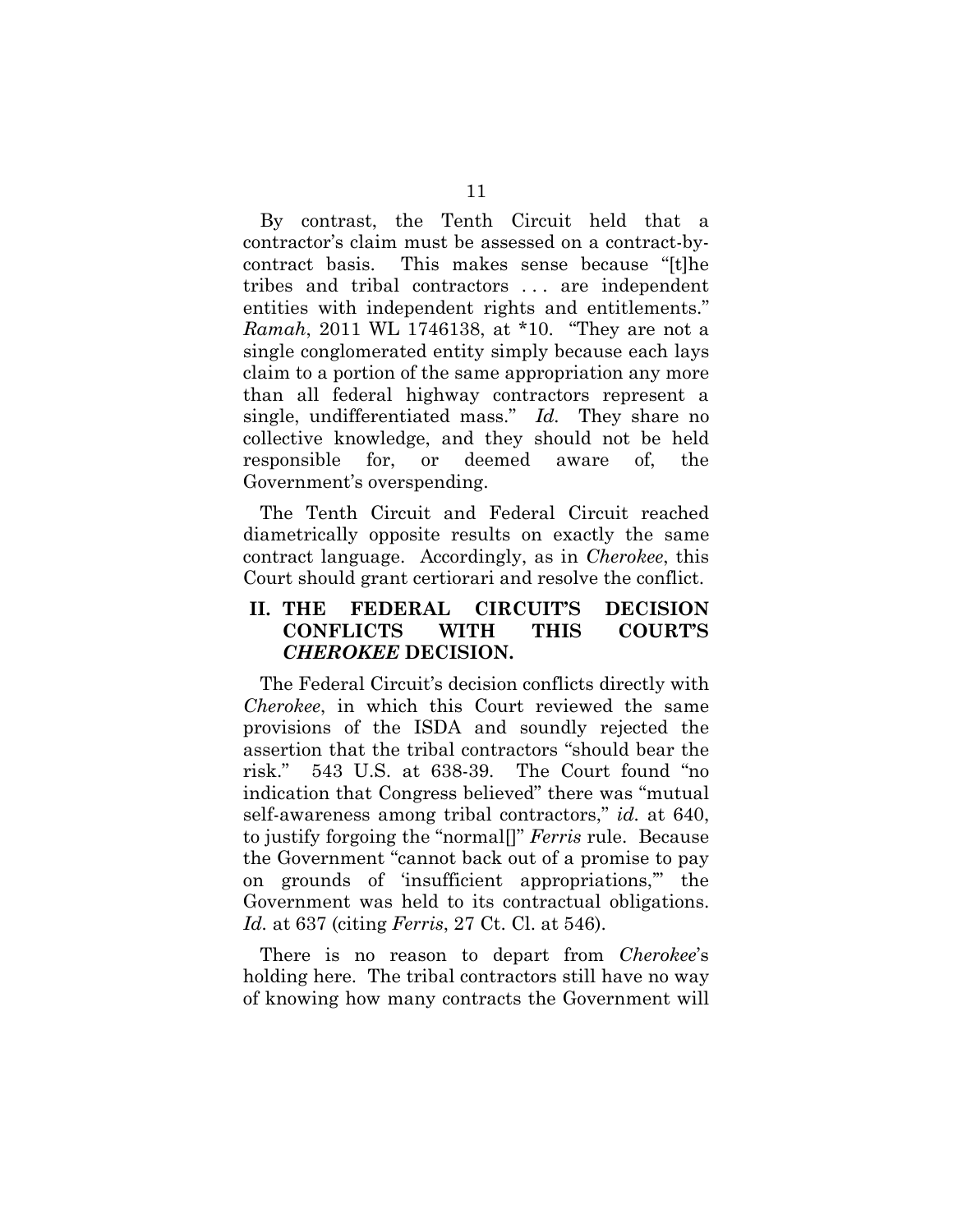By contrast, the Tenth Circuit held that a contractor's claim must be assessed on a contract-by-contract basis. This makes sense because "[t]he tribes and tribal contractors . . . are independent entities with independent rights and entitlements." *Ramah*, 2011 WL 1746138, at *10. "They are not a single conglomerated entity simply because each lays claim to a portion of the same appropriation any more than all federal highway contractors represent a single, undifferentiated mass." *Id.* They share no collective knowledge, and they should not be held responsible for, or deemed aware of, the Government's overspending.

The Tenth Circuit and Federal Circuit reached diametrically opposite results on exactly the same contract language. Accordingly, as in *Cherokee*, this Court should grant certiorari and resolve the conflict.

## II. THE FEDERAL CIRCUIT'S DECISION CONFLICTS WITH THIS COURT'S *CHEROKEE* DECISION.

The Federal Circuit's decision conflicts directly with *Cherokee*, in which this Court reviewed the same provisions of the ISDA and soundly rejected the assertion that the tribal contractors "should bear the risk." 543 U.S. at 638-39. The Court found "no indication that Congress believed" there was "mutual self-awareness among tribal contractors," *id.* at 640, to justify forgoing the "normal[]" *Ferris* rule. Because the Government "cannot back out of a promise to pay on grounds of 'insufficient appropriations,'" the Government was held to its contractual obligations. *Id.* at 637 (citing *Ferris*, 27 Ct. Cl. at 546).

There is no reason to depart from *Cherokee*'s holding here. The tribal contractors still have no way of knowing how many contracts the Government will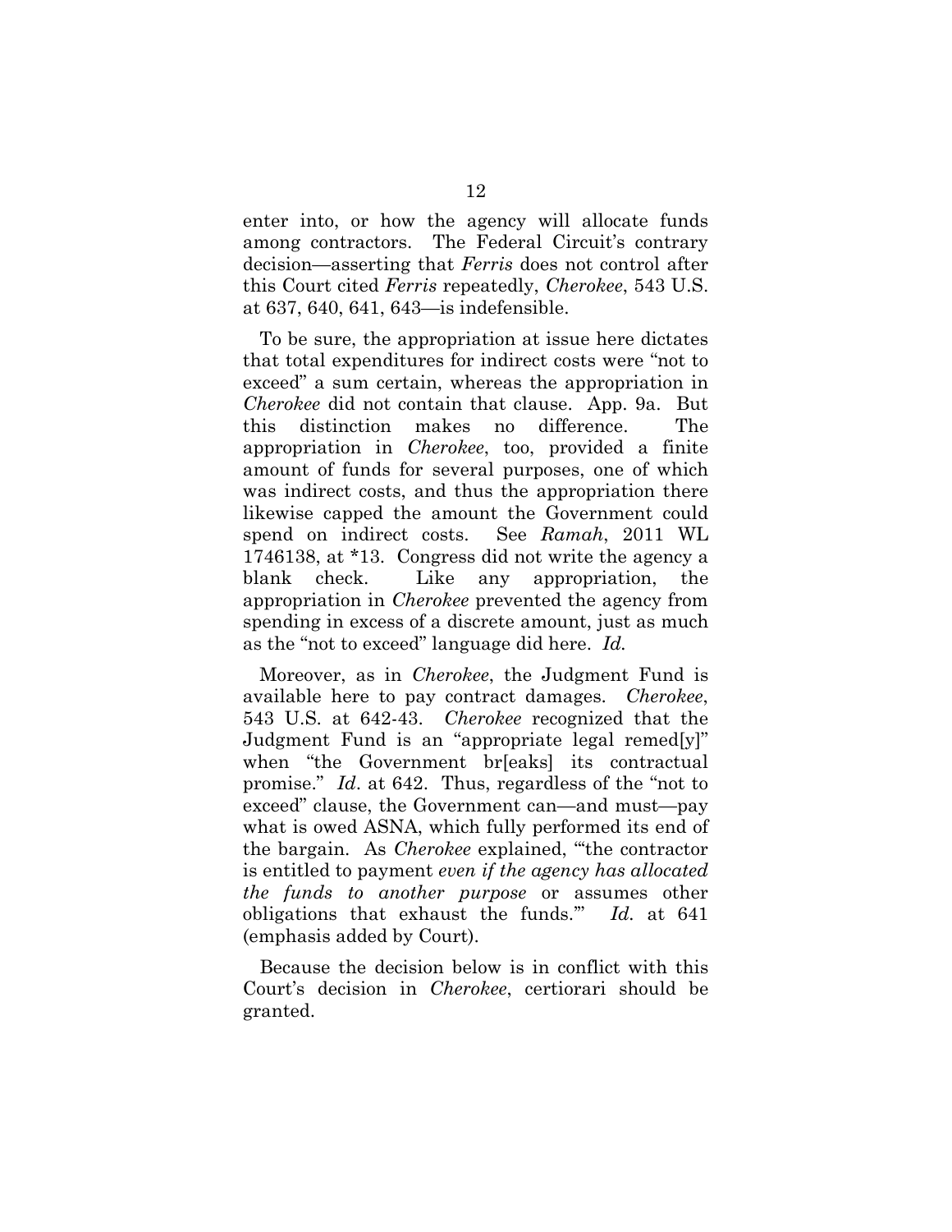enter into, or how the agency will allocate funds among contractors. The Federal Circuit's contrary decision—asserting that *Ferris* does not control after this Court cited *Ferris* repeatedly, *Cherokee*, 543 U.S. at 637, 640, 641, 643—is indefensible.

To be sure, the appropriation at issue here dictates that total expenditures for indirect costs were "not to exceed" a sum certain, whereas the appropriation in *Cherokee* did not contain that clause. App. 9a. But this distinction makes no difference. The appropriation in *Cherokee*, too, provided a finite amount of funds for several purposes, one of which was indirect costs, and thus the appropriation there likewise capped the amount the Government could spend on indirect costs. See *Ramah*, 2011 WL 1746138, at *13. Congress did not write the agency a blank check. Like any appropriation, the appropriation in *Cherokee* prevented the agency from spending in excess of a discrete amount, just as much as the "not to exceed" language did here. *Id.*

Moreover, as in *Cherokee*, the Judgment Fund is available here to pay contract damages. *Cherokee*, 543 U.S. at 642-43. *Cherokee* recognized that the Judgment Fund is an "appropriate legal remed[y]" when "the Government br[eaks] its contractual promise." *Id*. at 642. Thus, regardless of the "not to exceed" clause, the Government can—and must—pay what is owed ASNA, which fully performed its end of the bargain. As *Cherokee* explained, "'the contractor is entitled to payment *even if the agency has allocated the funds to another purpose* or assumes other obligations that exhaust the funds.'" *Id.* at 641 (emphasis added by Court).

Because the decision below is in conflict with this Court's decision in *Cherokee*, certiorari should be granted.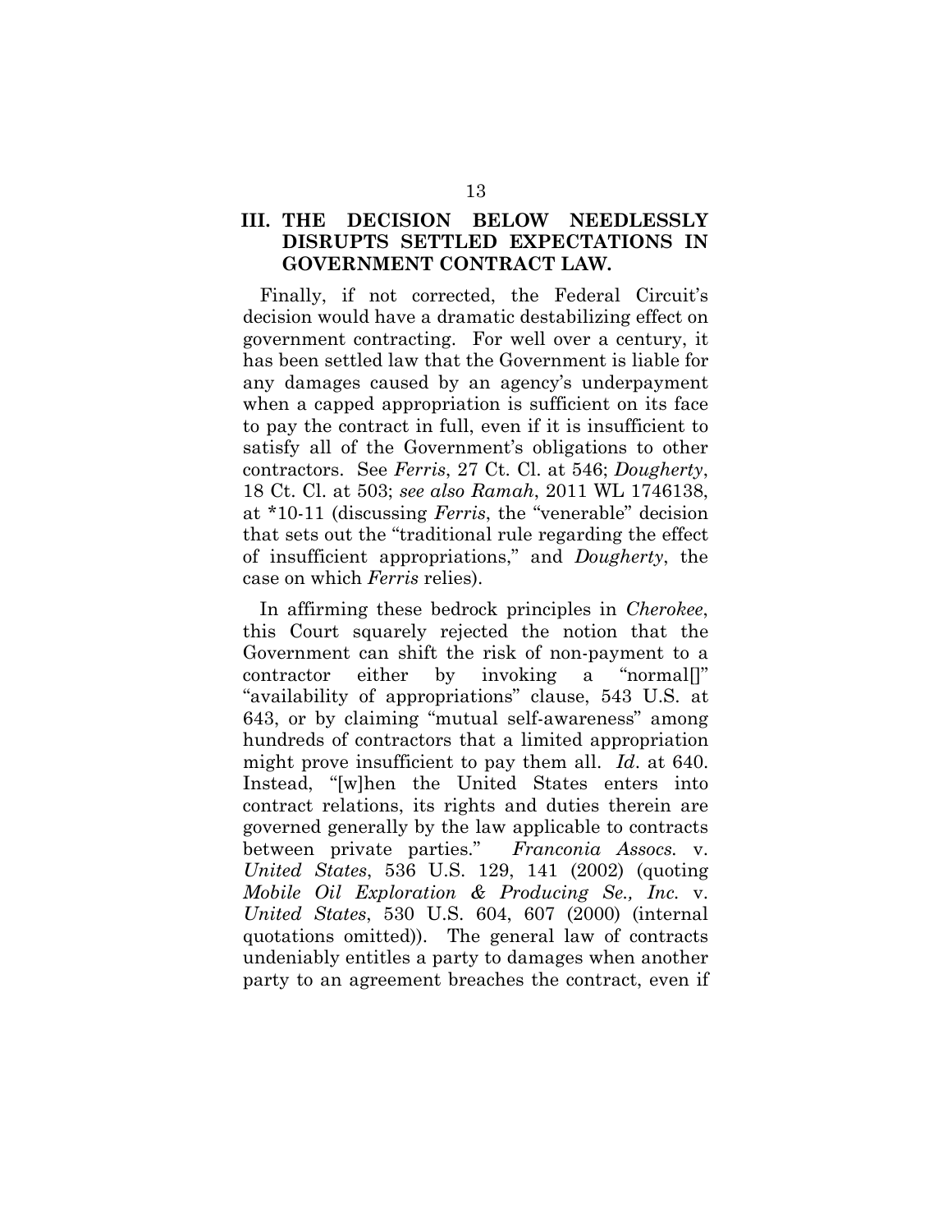## III. THE DECISION BELOW NEEDLESSLY DISRUPTS SETTLED EXPECTATIONS IN GOVERNMENT CONTRACT LAW.

Finally, if not corrected, the Federal Circuit's decision would have a dramatic destabilizing effect on government contracting. For well over a century, it has been settled law that the Government is liable for any damages caused by an agency's underpayment when a capped appropriation is sufficient on its face to pay the contract in full, even if it is insufficient to satisfy all of the Government's obligations to other contractors. See *Ferris*, 27 Ct. Cl. at 546; *Dougherty*, 18 Ct. Cl. at 503; *see also Ramah*, 2011 WL 1746138, at *10-11 (discussing *Ferris*, the "venerable" decision that sets out the "traditional rule regarding the effect of insufficient appropriations," and *Dougherty*, the case on which *Ferris* relies).

In affirming these bedrock principles in *Cherokee*, this Court squarely rejected the notion that the Government can shift the risk of non-payment to a contractor either by invoking a "normal[]" "availability of appropriations" clause, 543 U.S. at 643, or by claiming "mutual self-awareness" among hundreds of contractors that a limited appropriation might prove insufficient to pay them all. *Id*. at 640. Instead, "[w]hen the United States enters into contract relations, its rights and duties therein are governed generally by the law applicable to contracts between private parties." *Franconia Assocs.* v. *United States*, 536 U.S. 129, 141 (2002) (quoting *Mobile Oil Exploration & Producing Se., Inc.* v. *United States*, 530 U.S. 604, 607 (2000) (internal quotations omitted)). The general law of contracts undeniably entitles a party to damages when another party to an agreement breaches the contract, even if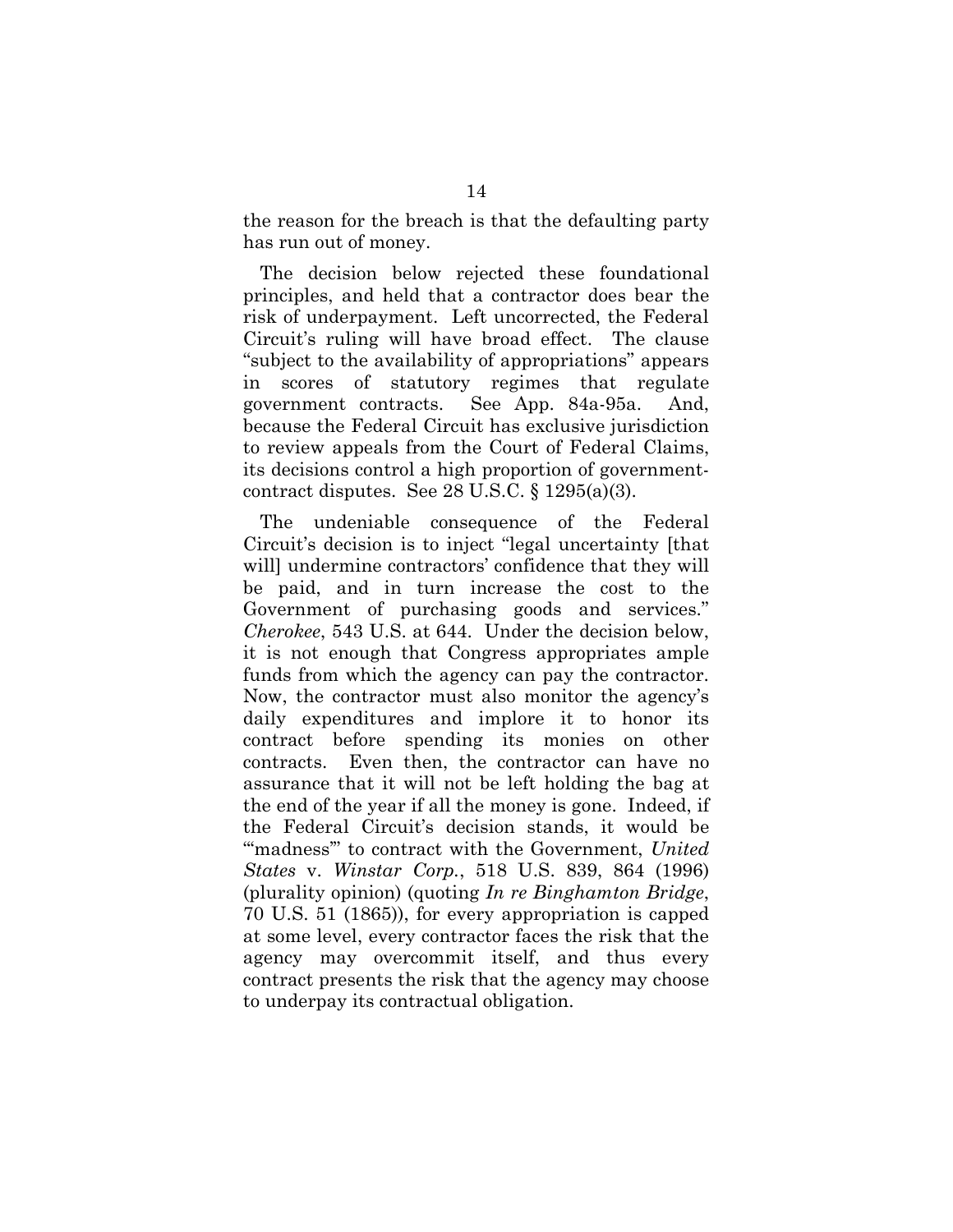the reason for the breach is that the defaulting party has run out of money.

The decision below rejected these foundational principles, and held that a contractor does bear the risk of underpayment. Left uncorrected, the Federal Circuit's ruling will have broad effect. The clause "subject to the availability of appropriations" appears in scores of statutory regimes that regulate government contracts. See App. 84a-95a. And, because the Federal Circuit has exclusive jurisdiction to review appeals from the Court of Federal Claims, its decisions control a high proportion of government-contract disputes. See 28 U.S.C. § 1295(a)(3).

The undeniable consequence of the Federal Circuit's decision is to inject "legal uncertainty [that will] undermine contractors' confidence that they will be paid, and in turn increase the cost to the Government of purchasing goods and services." *Cherokee*, 543 U.S. at 644. Under the decision below, it is not enough that Congress appropriates ample funds from which the agency can pay the contractor. Now, the contractor must also monitor the agency's daily expenditures and implore it to honor its contract before spending its monies on other contracts. Even then, the contractor can have no assurance that it will not be left holding the bag at the end of the year if all the money is gone. Indeed, if the Federal Circuit's decision stands, it would be "'madness'" to contract with the Government, *United States* v. *Winstar Corp.*, 518 U.S. 839, 864 (1996) (plurality opinion) (quoting *In re Binghamton Bridge*, 70 U.S. 51 (1865)), for every appropriation is capped at some level, every contractor faces the risk that the agency may overcommit itself, and thus every contract presents the risk that the agency may choose to underpay its contractual obligation.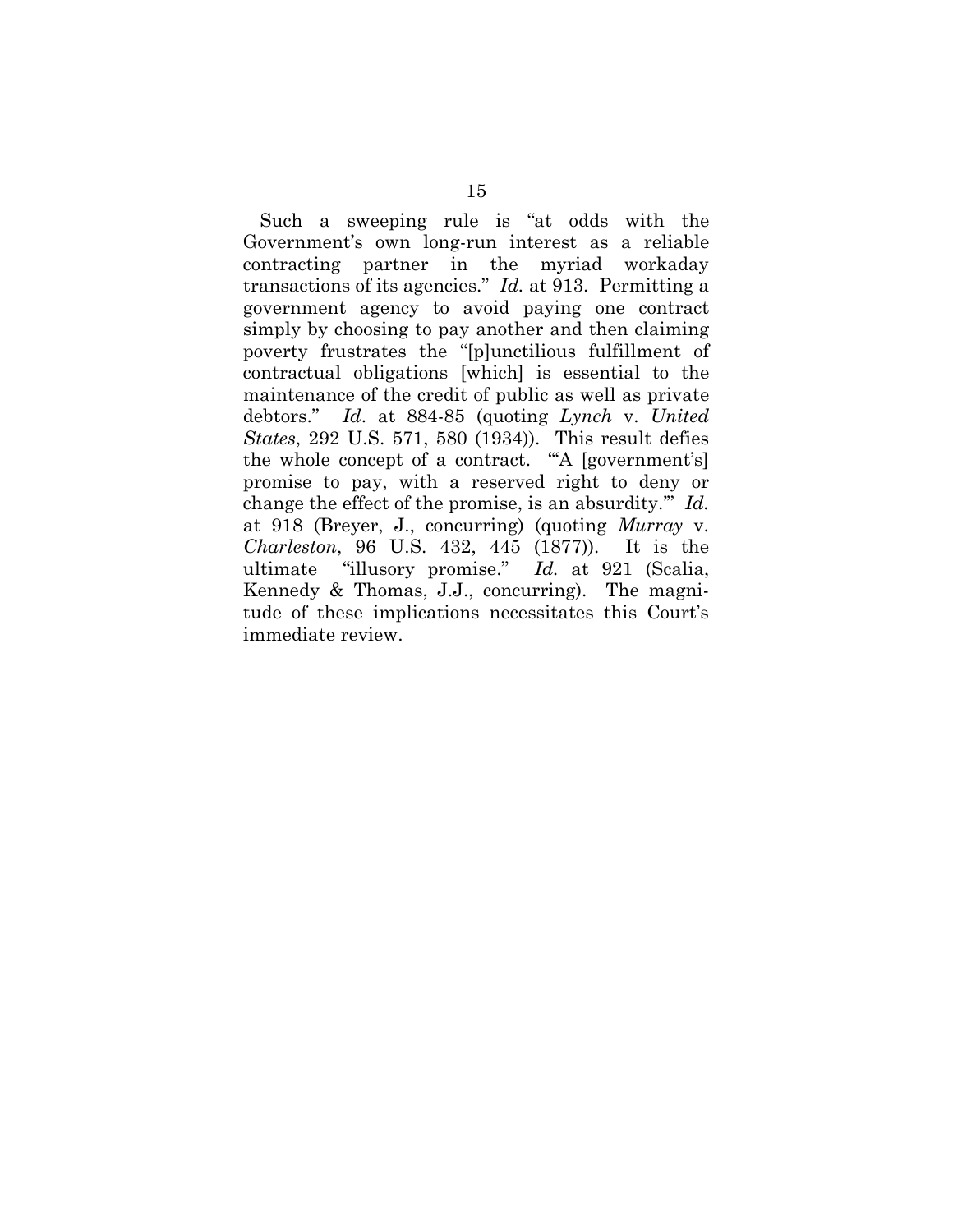Such a sweeping rule is "at odds with the Government's own long-run interest as a reliable contracting partner in the myriad workaday transactions of its agencies." *Id.* at 913. Permitting a government agency to avoid paying one contract simply by choosing to pay another and then claiming poverty frustrates the "[p]unctilious fulfillment of contractual obligations [which] is essential to the maintenance of the credit of public as well as private debtors." *Id*. at 884-85 (quoting *Lynch* v. *United States*, 292 U.S. 571, 580 (1934)). This result defies the whole concept of a contract. "'A [government's] promise to pay, with a reserved right to deny or change the effect of the promise, is an absurdity.'" *Id.* at 918 (Breyer, J., concurring) (quoting *Murray* v. *Charleston*, 96 U.S. 432, 445 (1877)). It is the ultimate "illusory promise." *Id.* at 921 (Scalia, Kennedy & Thomas, J.J., concurring). The magnitude of these implications necessitates this Court's immediate review.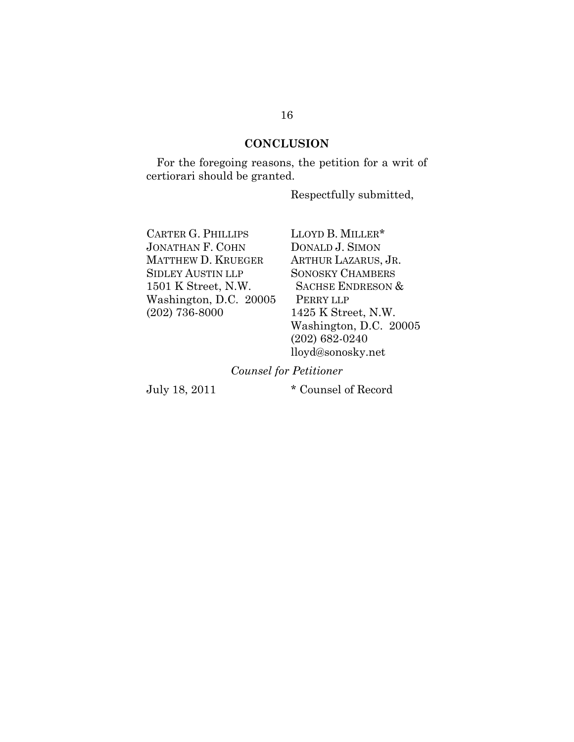## CONCLUSION

For the foregoing reasons, the petition for a writ of certiorari should be granted.

Respectfully submitted,

CARTER G. PHILLIPS
JONATHAN F. COHN
MATTHEW D. KRUEGER
SIDLEY AUSTIN LLP
1501 K Street, N.W.
Washington, D.C. 20005
(202) 736-8000

LLOYD B. MILLER*
DONALD J. SIMON
ARTHUR LAZARUS, JR.
SONOSKY CHAMBERS SACHSE ENDRESON & PERRY LLP
1425 K Street, N.W.
Washington, D.C. 20005
(202) 682-0240
lloyd@sonosky.net

*Counsel for Petitioner*

July 18, 2011

\* Counsel of Record